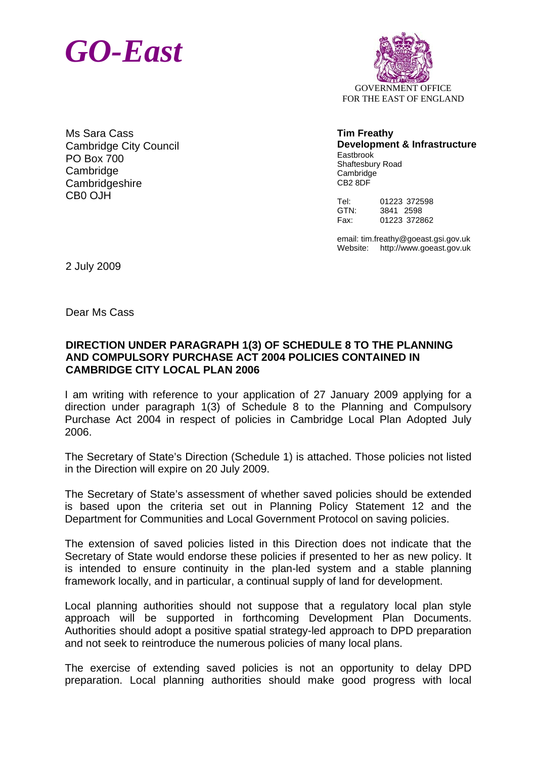# *GO-East*

GOVERNMENT OFFICE
FOR THE EAST OF ENGLAND

Ms Sara Cass
Cambridge City Council
PO Box 700
Cambridge
Cambridgeshire
CB0 OJH

**Tim Freathy**
**Development & Infrastructure**
Eastbrook
Shaftesbury Road
Cambridge
CB2 8DF

Tel: 01223 372598
GTN: 3841 2598
Fax: 01223 372862

email: tim.freathy@goeast.gsi.gov.uk
Website: http://www.goeast.gov.uk

2 July 2009

Dear Ms Cass

**DIRECTION UNDER PARAGRAPH 1(3) OF SCHEDULE 8 TO THE PLANNING AND COMPULSORY PURCHASE ACT 2004 POLICIES CONTAINED IN CAMBRIDGE CITY LOCAL PLAN 2006**

I am writing with reference to your application of 27 January 2009 applying for a direction under paragraph 1(3) of Schedule 8 to the Planning and Compulsory Purchase Act 2004 in respect of policies in Cambridge Local Plan Adopted July 2006.

The Secretary of State's Direction (Schedule 1) is attached. Those policies not listed in the Direction will expire on 20 July 2009.

The Secretary of State's assessment of whether saved policies should be extended is based upon the criteria set out in Planning Policy Statement 12 and the Department for Communities and Local Government Protocol on saving policies.

The extension of saved policies listed in this Direction does not indicate that the Secretary of State would endorse these policies if presented to her as new policy. It is intended to ensure continuity in the plan-led system and a stable planning framework locally, and in particular, a continual supply of land for development.

Local planning authorities should not suppose that a regulatory local plan style approach will be supported in forthcoming Development Plan Documents. Authorities should adopt a positive spatial strategy-led approach to DPD preparation and not seek to reintroduce the numerous policies of many local plans.

The exercise of extending saved policies is not an opportunity to delay DPD preparation. Local planning authorities should make good progress with local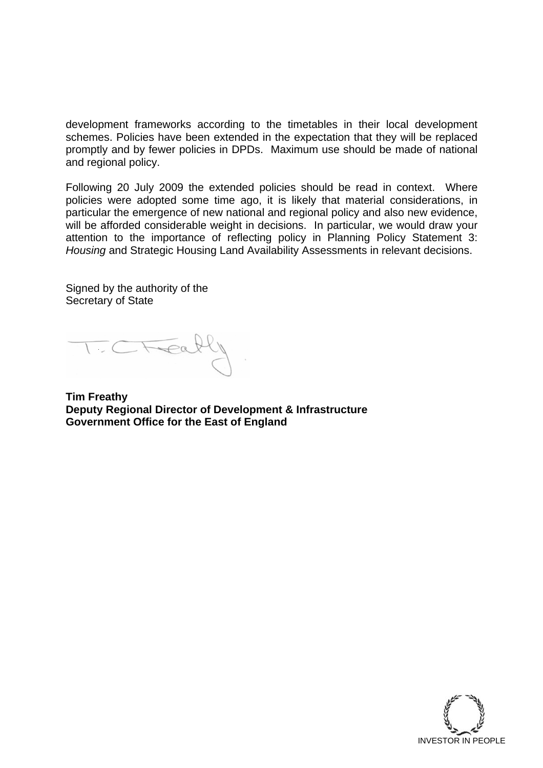development frameworks according to the timetables in their local development schemes. Policies have been extended in the expectation that they will be replaced promptly and by fewer policies in DPDs. Maximum use should be made of national and regional policy.

Following 20 July 2009 the extended policies should be read in context. Where policies were adopted some time ago, it is likely that material considerations, in particular the emergence of new national and regional policy and also new evidence, will be afforded considerable weight in decisions. In particular, we would draw your attention to the importance of reflecting policy in Planning Policy Statement 3: *Housing* and Strategic Housing Land Availability Assessments in relevant decisions.

Signed by the authority of the
Secretary of State

T. C Freathy

**Tim Freathy**
**Deputy Regional Director of Development & Infrastructure**
**Government Office for the East of England**

INVESTOR IN PEOPLE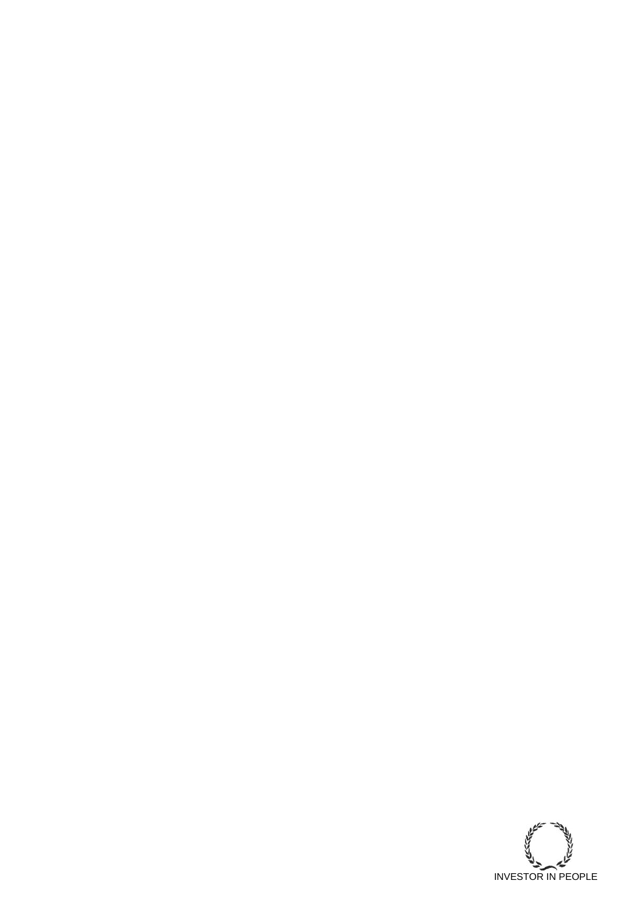INVESTOR IN PEOPLE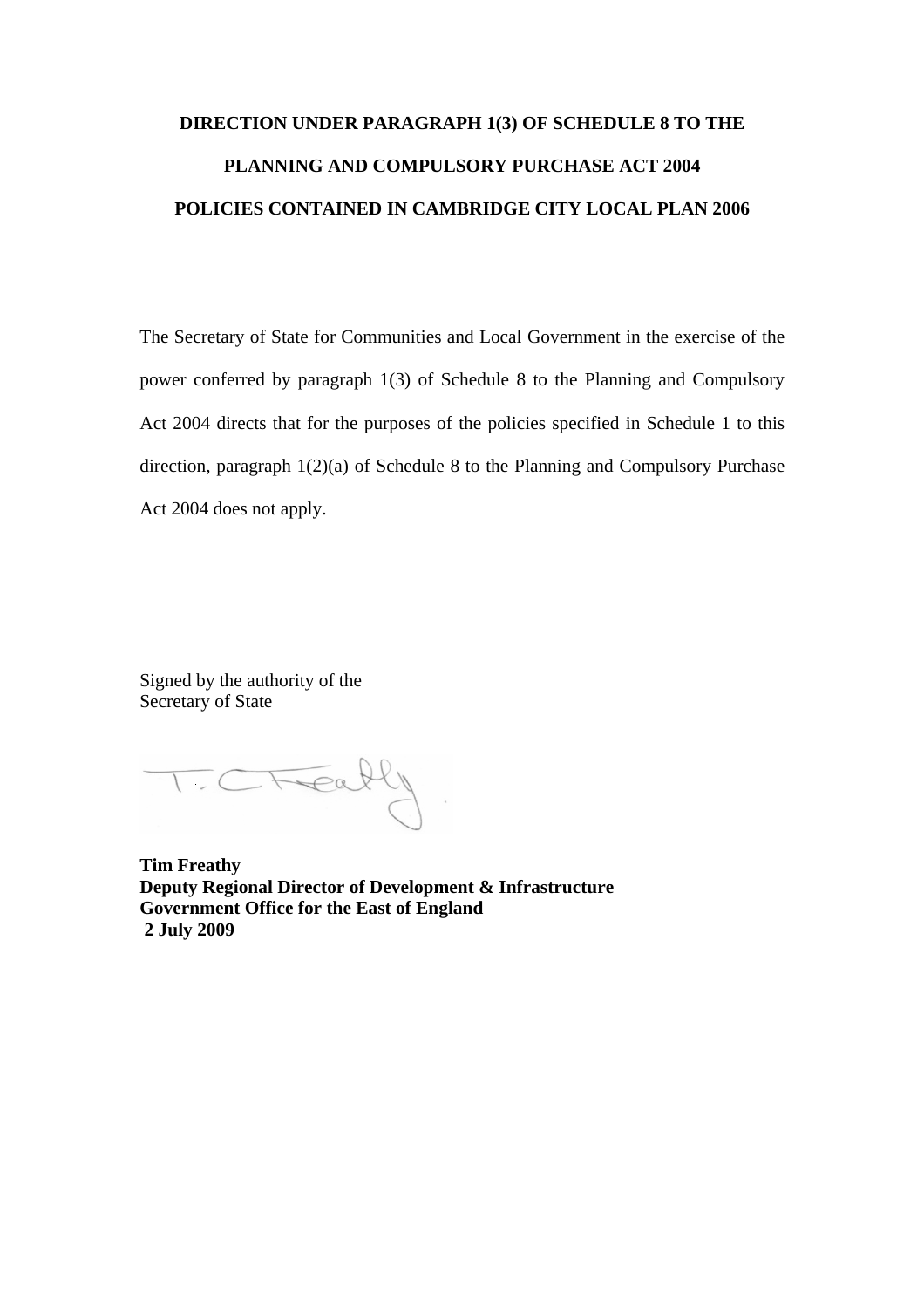**DIRECTION UNDER PARAGRAPH 1(3) OF SCHEDULE 8 TO THE PLANNING AND COMPULSORY PURCHASE ACT 2004**

**POLICIES CONTAINED IN CAMBRIDGE CITY LOCAL PLAN 2006**

The Secretary of State for Communities and Local Government in the exercise of the power conferred by paragraph 1(3) of Schedule 8 to the Planning and Compulsory Act 2004 directs that for the purposes of the policies specified in Schedule 1 to this direction, paragraph 1(2)(a) of Schedule 8 to the Planning and Compulsory Purchase Act 2004 does not apply.

Signed by the authority of the
Secretary of State

**Tim Freathy**
**Deputy Regional Director of Development & Infrastructure**
**Government Office for the East of England**
**2 July 2009**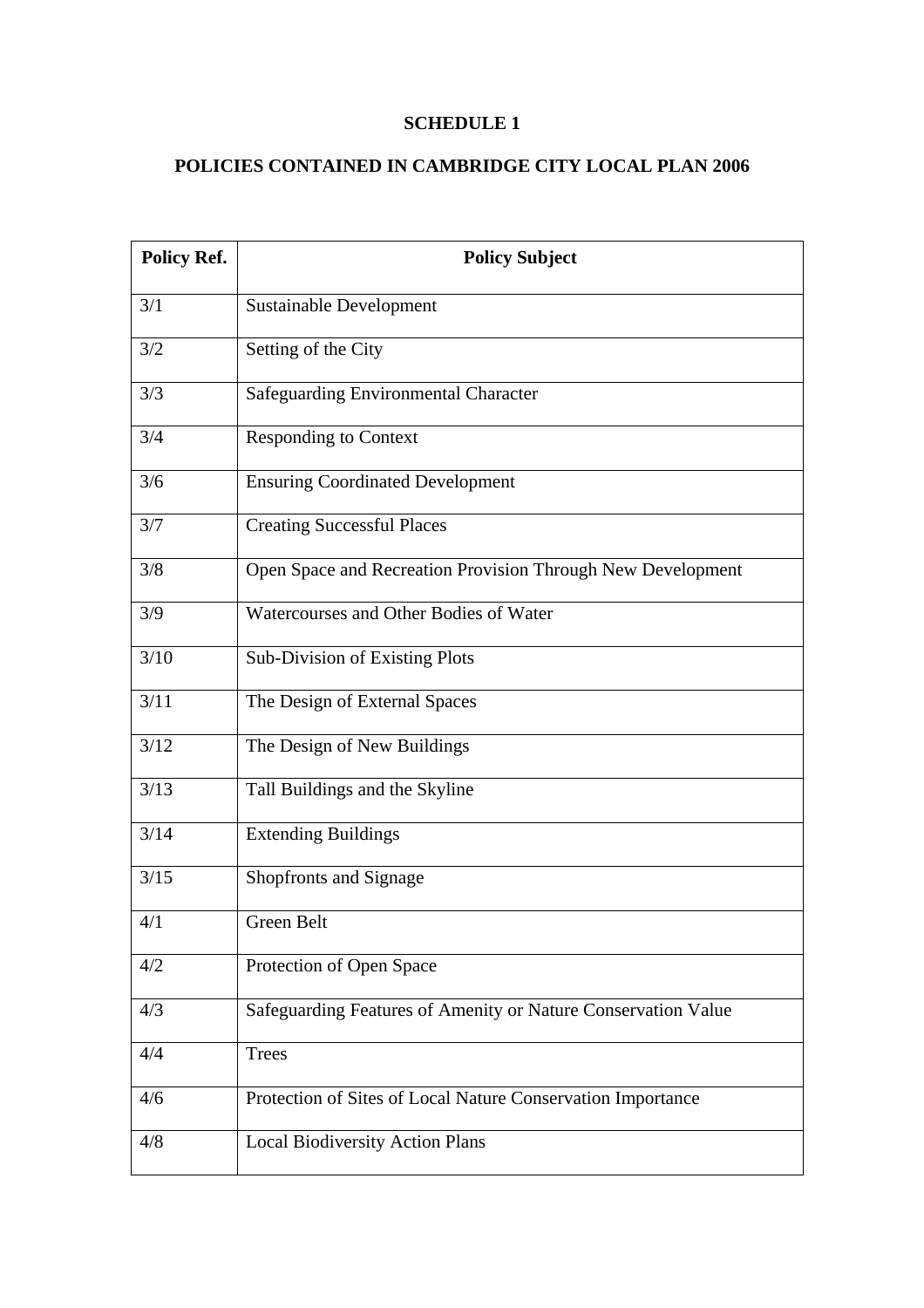**SCHEDULE 1**

**POLICIES CONTAINED IN CAMBRIDGE CITY LOCAL PLAN 2006**

| Policy Ref. | Policy Subject |
|---|---|
| 3/1 | Sustainable Development |
| 3/2 | Setting of the City |
| 3/3 | Safeguarding Environmental Character |
| 3/4 | Responding to Context |
| 3/6 | Ensuring Coordinated Development |
| 3/7 | Creating Successful Places |
| 3/8 | Open Space and Recreation Provision Through New Development |
| 3/9 | Watercourses and Other Bodies of Water |
| 3/10 | Sub-Division of Existing Plots |
| 3/11 | The Design of External Spaces |
| 3/12 | The Design of New Buildings |
| 3/13 | Tall Buildings and the Skyline |
| 3/14 | Extending Buildings |
| 3/15 | Shopfronts and Signage |
| 4/1 | Green Belt |
| 4/2 | Protection of Open Space |
| 4/3 | Safeguarding Features of Amenity or Nature Conservation Value |
| 4/4 | Trees |
| 4/6 | Protection of Sites of Local Nature Conservation Importance |
| 4/8 | Local Biodiversity Action Plans |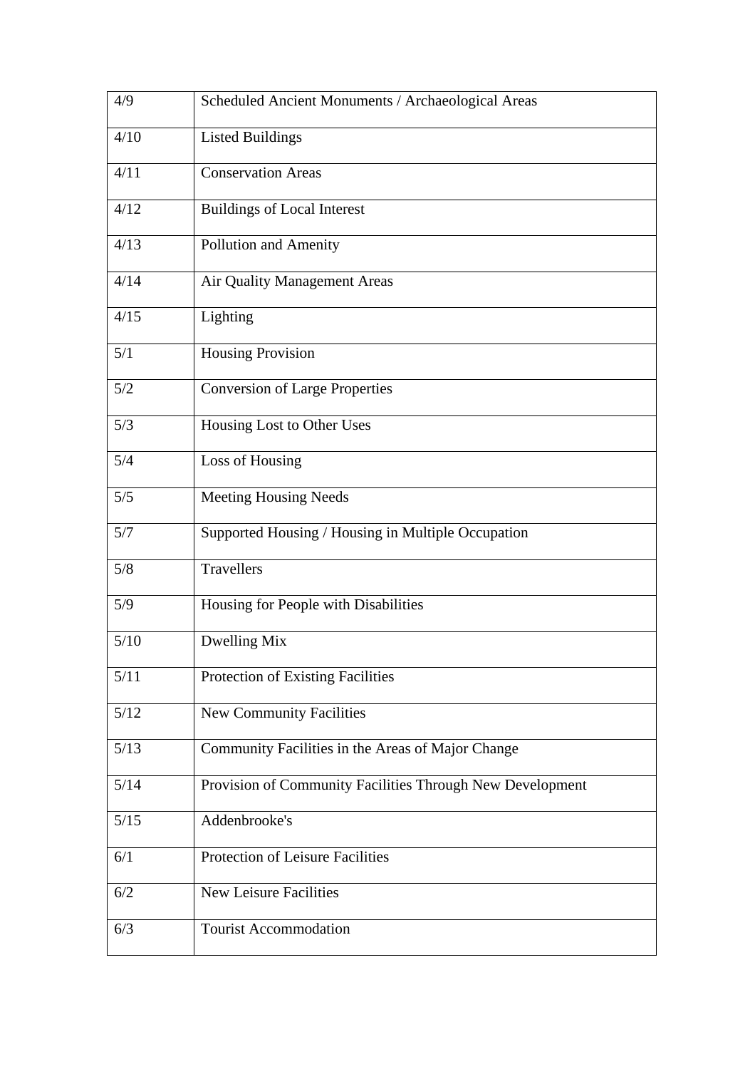| 4/9 | Scheduled Ancient Monuments / Archaeological Areas |
|---|---|
| 4/10 | Listed Buildings |
| 4/11 | Conservation Areas |
| 4/12 | Buildings of Local Interest |
| 4/13 | Pollution and Amenity |
| 4/14 | Air Quality Management Areas |
| 4/15 | Lighting |
| 5/1 | Housing Provision |
| 5/2 | Conversion of Large Properties |
| 5/3 | Housing Lost to Other Uses |
| 5/4 | Loss of Housing |
| 5/5 | Meeting Housing Needs |
| 5/7 | Supported Housing / Housing in Multiple Occupation |
| 5/8 | Travellers |
| 5/9 | Housing for People with Disabilities |
| 5/10 | Dwelling Mix |
| 5/11 | Protection of Existing Facilities |
| 5/12 | New Community Facilities |
| 5/13 | Community Facilities in the Areas of Major Change |
| 5/14 | Provision of Community Facilities Through New Development |
| 5/15 | Addenbrooke's |
| 6/1 | Protection of Leisure Facilities |
| 6/2 | New Leisure Facilities |
| 6/3 | Tourist Accommodation |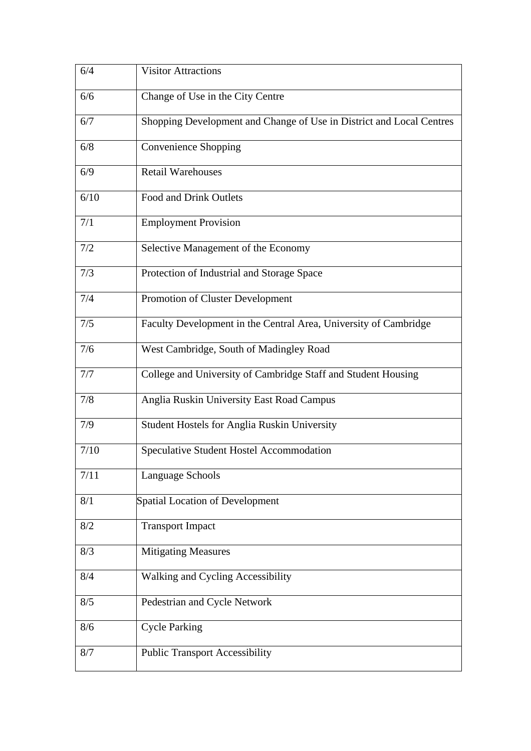| | |
|---|---|
| 6/4 | Visitor Attractions |
| 6/6 | Change of Use in the City Centre |
| 6/7 | Shopping Development and Change of Use in District and Local Centres |
| 6/8 | Convenience Shopping |
| 6/9 | Retail Warehouses |
| 6/10 | Food and Drink Outlets |
| 7/1 | Employment Provision |
| 7/2 | Selective Management of the Economy |
| 7/3 | Protection of Industrial and Storage Space |
| 7/4 | Promotion of Cluster Development |
| 7/5 | Faculty Development in the Central Area, University of Cambridge |
| 7/6 | West Cambridge, South of Madingley Road |
| 7/7 | College and University of Cambridge Staff and Student Housing |
| 7/8 | Anglia Ruskin University East Road Campus |
| 7/9 | Student Hostels for Anglia Ruskin University |
| 7/10 | Speculative Student Hostel Accommodation |
| 7/11 | Language Schools |
| 8/1 | Spatial Location of Development |
| 8/2 | Transport Impact |
| 8/3 | Mitigating Measures |
| 8/4 | Walking and Cycling Accessibility |
| 8/5 | Pedestrian and Cycle Network |
| 8/6 | Cycle Parking |
| 8/7 | Public Transport Accessibility |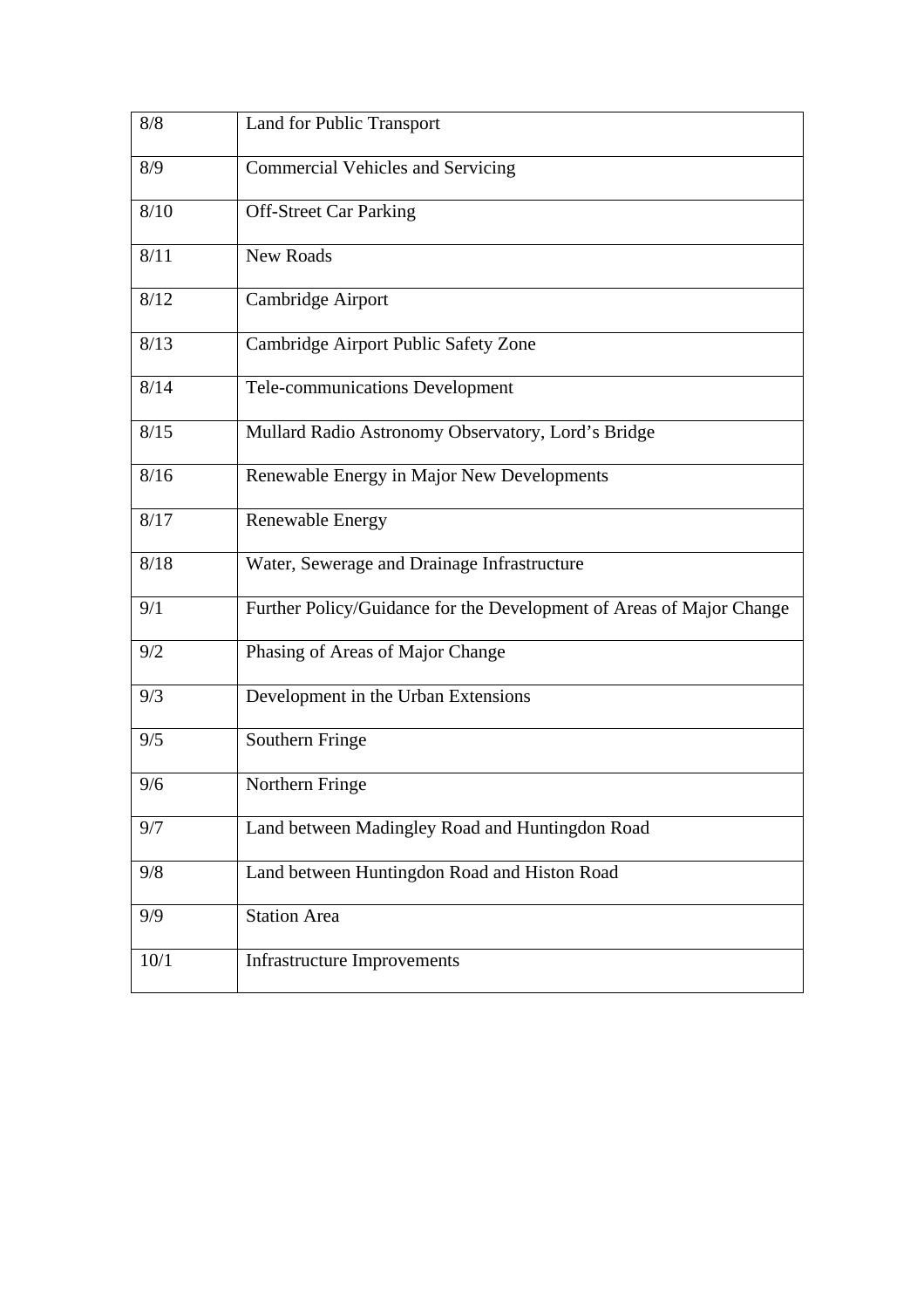| | |
|---|---|
| 8/8 | Land for Public Transport |
| 8/9 | Commercial Vehicles and Servicing |
| 8/10 | Off-Street Car Parking |
| 8/11 | New Roads |
| 8/12 | Cambridge Airport |
| 8/13 | Cambridge Airport Public Safety Zone |
| 8/14 | Tele-communications Development |
| 8/15 | Mullard Radio Astronomy Observatory, Lord’s Bridge |
| 8/16 | Renewable Energy in Major New Developments |
| 8/17 | Renewable Energy |
| 8/18 | Water, Sewerage and Drainage Infrastructure |
| 9/1 | Further Policy/Guidance for the Development of Areas of Major Change |
| 9/2 | Phasing of Areas of Major Change |
| 9/3 | Development in the Urban Extensions |
| 9/5 | Southern Fringe |
| 9/6 | Northern Fringe |
| 9/7 | Land between Madingley Road and Huntingdon Road |
| 9/8 | Land between Huntingdon Road and Histon Road |
| 9/9 | Station Area |
| 10/1 | Infrastructure Improvements |